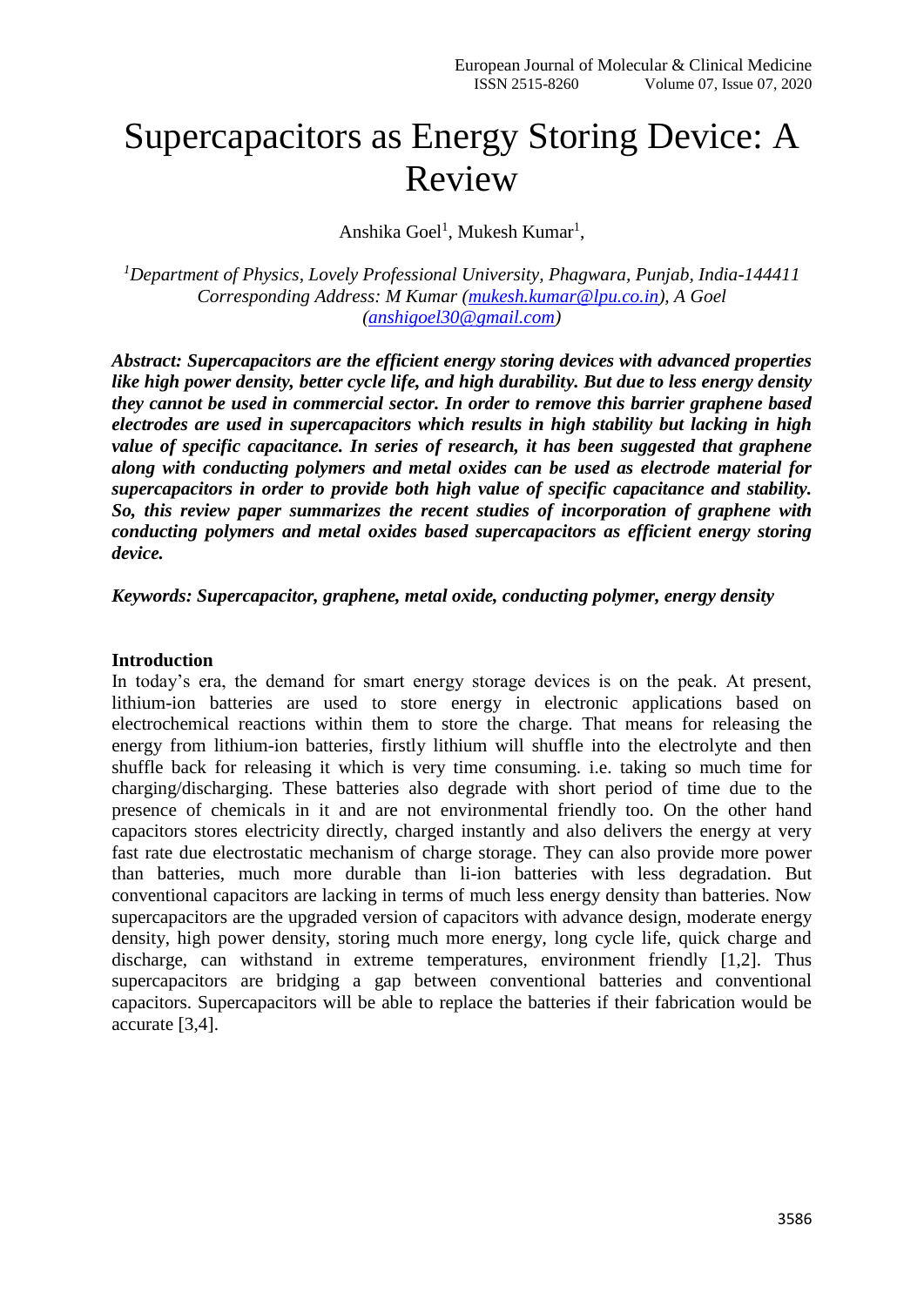# Supercapacitors as Energy Storing Device: A Review

Anshika Goel[1], Mukesh Kumar[1],

*[1]Department of Physics, Lovely Professional University, Phagwara, Punjab, India-144411*
*Corresponding Address: M Kumar (mukesh.kumar@lpu.co.in), A Goel (anshigoel30@gmail.com)*

***Abstract: Supercapacitors are the efficient energy storing devices with advanced properties like high power density, better cycle life, and high durability. But due to less energy density they cannot be used in commercial sector. In order to remove this barrier graphene based electrodes are used in supercapacitors which results in high stability but lacking in high value of specific capacitance. In series of research, it has been suggested that graphene along with conducting polymers and metal oxides can be used as electrode material for supercapacitors in order to provide both high value of specific capacitance and stability. So, this review paper summarizes the recent studies of incorporation of graphene with conducting polymers and metal oxides based supercapacitors as efficient energy storing device.***

***Keywords: Supercapacitor, graphene, metal oxide, conducting polymer, energy density***

## Introduction

In today's era, the demand for smart energy storage devices is on the peak. At present, lithium-ion batteries are used to store energy in electronic applications based on electrochemical reactions within them to store the charge. That means for releasing the energy from lithium-ion batteries, firstly lithium will shuffle into the electrolyte and then shuffle back for releasing it which is very time consuming. i.e. taking so much time for charging/discharging. These batteries also degrade with short period of time due to the presence of chemicals in it and are not environmental friendly too. On the other hand capacitors stores electricity directly, charged instantly and also delivers the energy at very fast rate due electrostatic mechanism of charge storage. They can also provide more power than batteries, much more durable than li-ion batteries with less degradation. But conventional capacitors are lacking in terms of much less energy density than batteries. Now supercapacitors are the upgraded version of capacitors with advance design, moderate energy density, high power density, storing much more energy, long cycle life, quick charge and discharge, can withstand in extreme temperatures, environment friendly [1,2]. Thus supercapacitors are bridging a gap between conventional batteries and conventional capacitors. Supercapacitors will be able to replace the batteries if their fabrication would be accurate [3,4].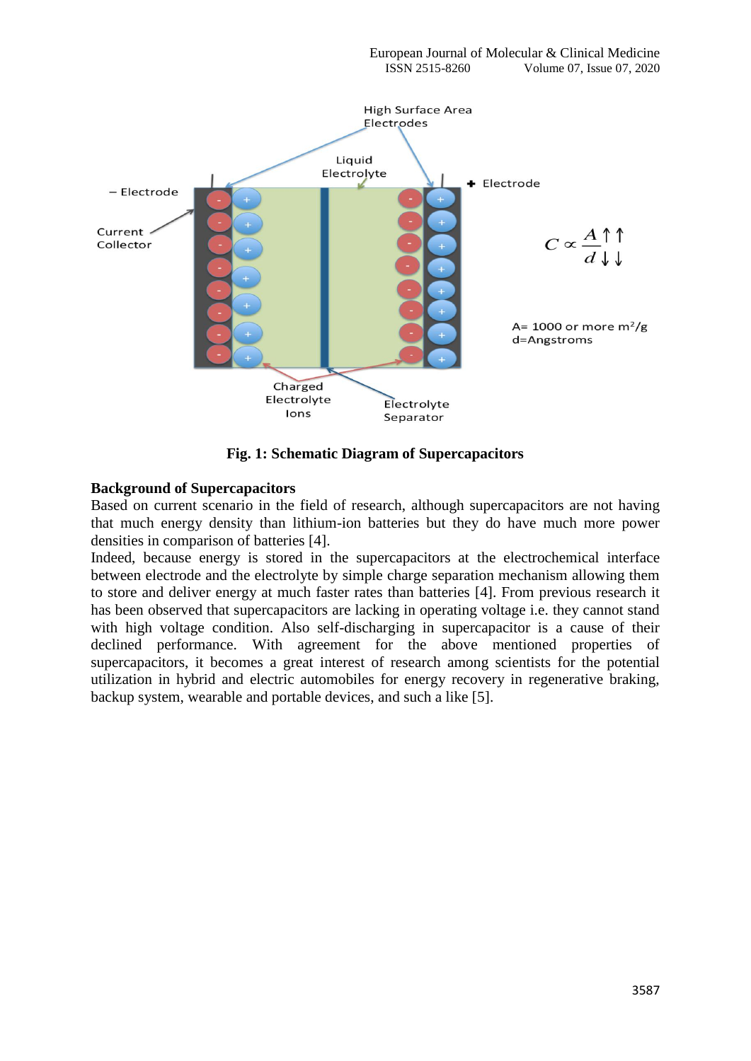**Fig. 1: Schematic Diagram of Supercapacitors**

**Background of Supercapacitors**

Based on current scenario in the field of research, although supercapacitors are not having that much energy density than lithium-ion batteries but they do have much more power densities in comparison of batteries [4].

Indeed, because energy is stored in the supercapacitors at the electrochemical interface between electrode and the electrolyte by simple charge separation mechanism allowing them to store and deliver energy at much faster rates than batteries [4]. From previous research it has been observed that supercapacitors are lacking in operating voltage i.e. they cannot stand with high voltage condition. Also self-discharging in supercapacitor is a cause of their declined performance. With agreement for the above mentioned properties of supercapacitors, it becomes a great interest of research among scientists for the potential utilization in hybrid and electric automobiles for energy recovery in regenerative braking, backup system, wearable and portable devices, and such a like [5].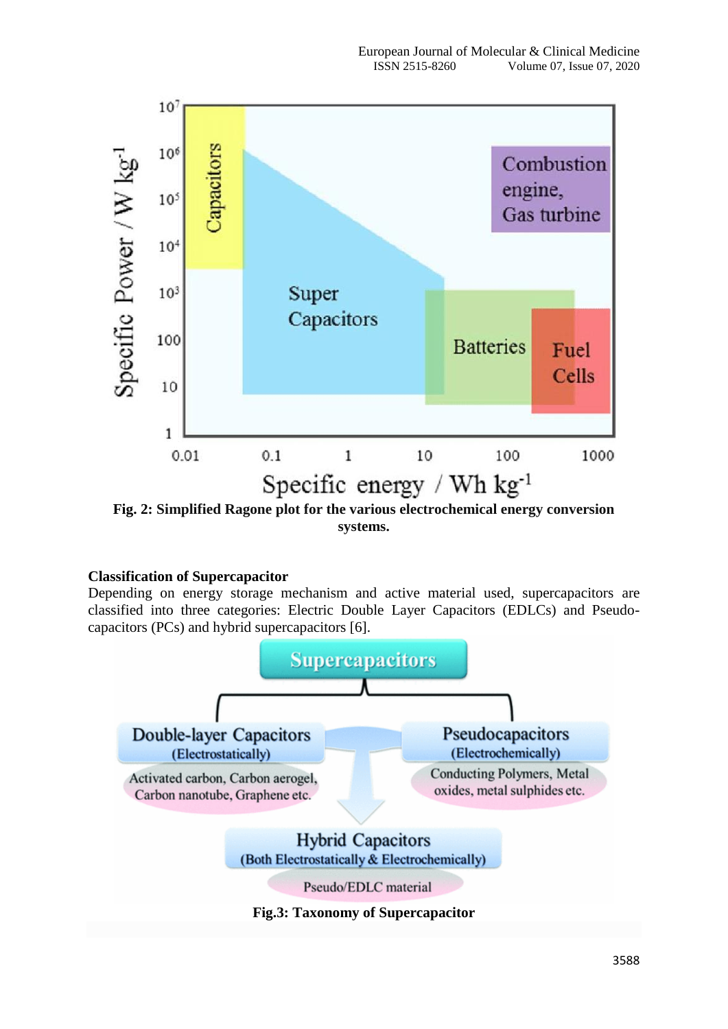**Fig. 2: Simplified Ragone plot for the various electrochemical energy conversion systems.**

### Classification of Supercapacitor

Depending on energy storage mechanism and active material used, supercapacitors are classified into three categories: Electric Double Layer Capacitors (EDLCs) and Pseudo-capacitors (PCs) and hybrid supercapacitors [6].

**Fig.3: Taxonomy of Supercapacitor**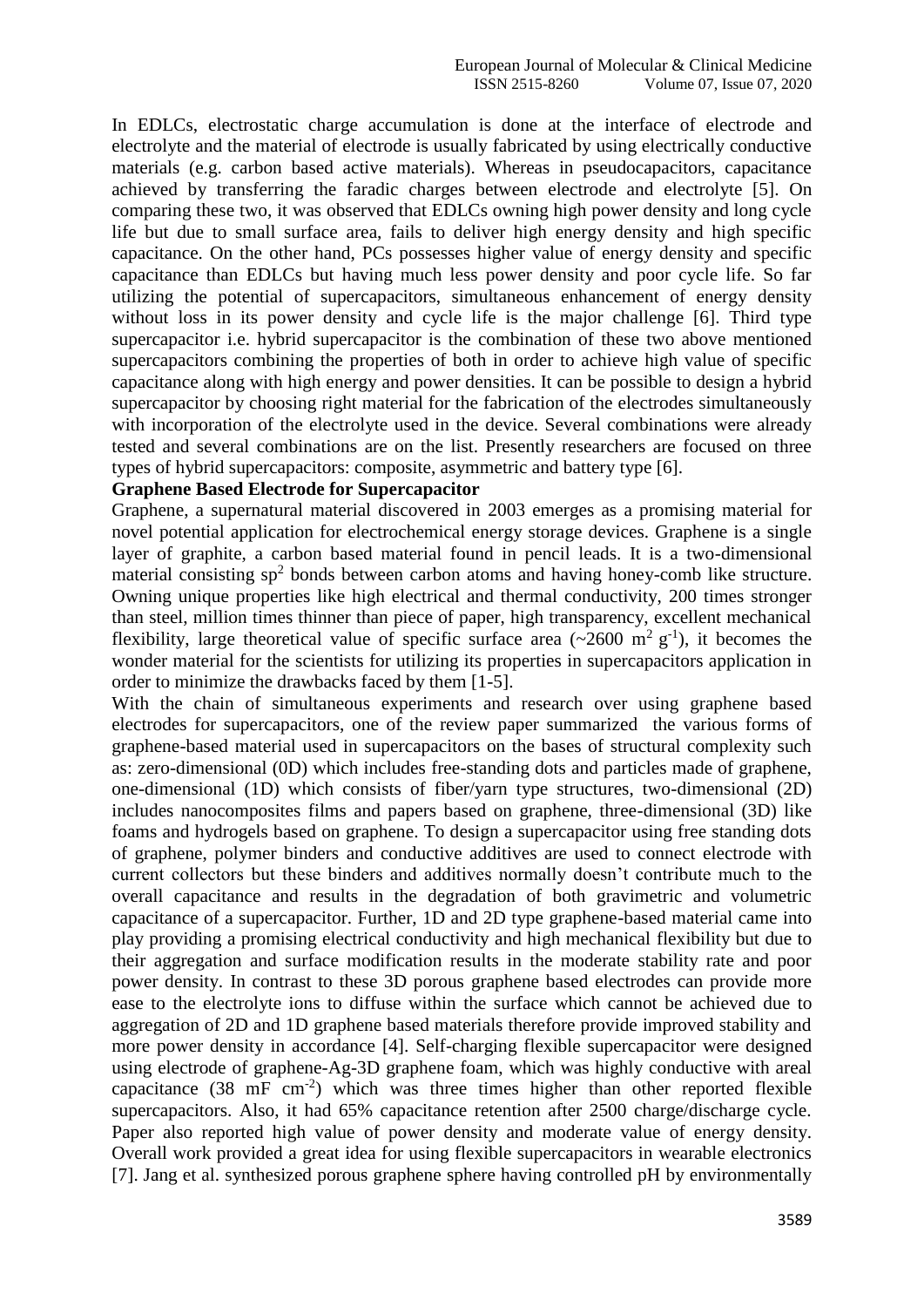In EDLCs, electrostatic charge accumulation is done at the interface of electrode and electrolyte and the material of electrode is usually fabricated by using electrically conductive materials (e.g. carbon based active materials). Whereas in pseudocapacitors, capacitance achieved by transferring the faradic charges between electrode and electrolyte [5]. On comparing these two, it was observed that EDLCs owning high power density and long cycle life but due to small surface area, fails to deliver high energy density and high specific capacitance. On the other hand, PCs possesses higher value of energy density and specific capacitance than EDLCs but having much less power density and poor cycle life. So far utilizing the potential of supercapacitors, simultaneous enhancement of energy density without loss in its power density and cycle life is the major challenge [6]. Third type supercapacitor i.e. hybrid supercapacitor is the combination of these two above mentioned supercapacitors combining the properties of both in order to achieve high value of specific capacitance along with high energy and power densities. It can be possible to design a hybrid supercapacitor by choosing right material for the fabrication of the electrodes simultaneously with incorporation of the electrolyte used in the device. Several combinations were already tested and several combinations are on the list. Presently researchers are focused on three types of hybrid supercapacitors: composite, asymmetric and battery type [6].

**Graphene Based Electrode for Supercapacitor**

Graphene, a supernatural material discovered in 2003 emerges as a promising material for novel potential application for electrochemical energy storage devices. Graphene is a single layer of graphite, a carbon based material found in pencil leads. It is a two-dimensional material consisting $sp^2$ bonds between carbon atoms and having honey-comb like structure. Owning unique properties like high electrical and thermal conductivity, 200 times stronger than steel, million times thinner than piece of paper, high transparency, excellent mechanical flexibility, large theoretical value of specific surface area (~2600 $m^2\,g^{-1}$), it becomes the wonder material for the scientists for utilizing its properties in supercapacitors application in order to minimize the drawbacks faced by them [1-5].

With the chain of simultaneous experiments and research over using graphene based electrodes for supercapacitors, one of the review paper summarized the various forms of graphene-based material used in supercapacitors on the bases of structural complexity such as: zero-dimensional (0D) which includes free-standing dots and particles made of graphene, one-dimensional (1D) which consists of fiber/yarn type structures, two-dimensional (2D) includes nanocomposites films and papers based on graphene, three-dimensional (3D) like foams and hydrogels based on graphene. To design a supercapacitor using free standing dots of graphene, polymer binders and conductive additives are used to connect electrode with current collectors but these binders and additives normally doesn't contribute much to the overall capacitance and results in the degradation of both gravimetric and volumetric capacitance of a supercapacitor. Further, 1D and 2D type graphene-based material came into play providing a promising electrical conductivity and high mechanical flexibility but due to their aggregation and surface modification results in the moderate stability rate and poor power density. In contrast to these 3D porous graphene based electrodes can provide more ease to the electrolyte ions to diffuse within the surface which cannot be achieved due to aggregation of 2D and 1D graphene based materials therefore provide improved stability and more power density in accordance [4]. Self-charging flexible supercapacitor were designed using electrode of graphene-Ag-3D graphene foam, which was highly conductive with areal capacitance (38 $mF\,cm^{-2}$) which was three times higher than other reported flexible supercapacitors. Also, it had 65% capacitance retention after 2500 charge/discharge cycle. Paper also reported high value of power density and moderate value of energy density. Overall work provided a great idea for using flexible supercapacitors in wearable electronics [7]. Jang et al. synthesized porous graphene sphere having controlled pH by environmentally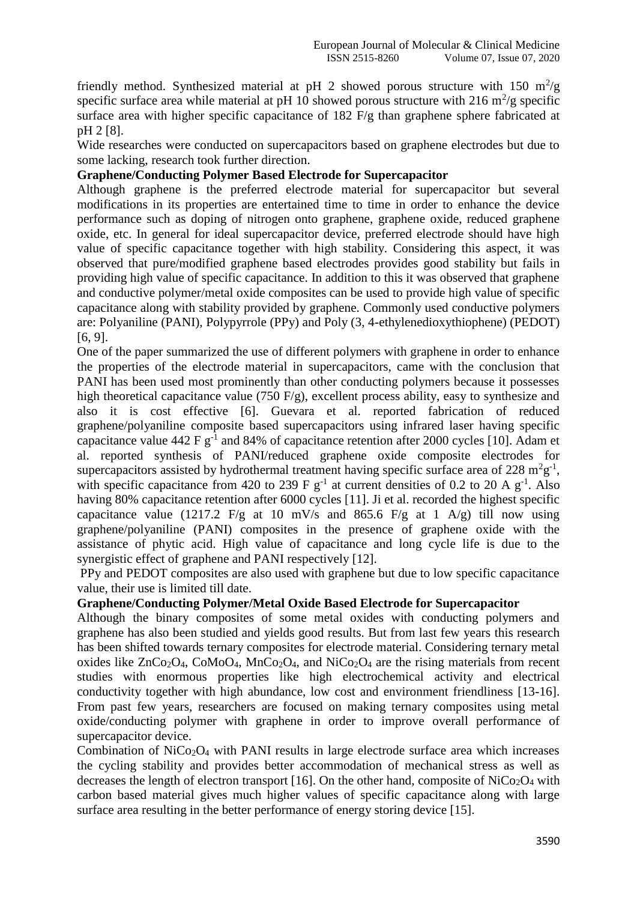friendly method. Synthesized material at pH 2 showed porous structure with 150 $m^2/g$ specific surface area while material at pH 10 showed porous structure with 216 $m^2/g$ specific surface area with higher specific capacitance of 182 F/g than graphene sphere fabricated at pH 2 [8].

Wide researches were conducted on supercapacitors based on graphene electrodes but due to some lacking, research took further direction.

**Graphene/Conducting Polymer Based Electrode for Supercapacitor**

Although graphene is the preferred electrode material for supercapacitor but several modifications in its properties are entertained time to time in order to enhance the device performance such as doping of nitrogen onto graphene, graphene oxide, reduced graphene oxide, etc. In general for ideal supercapacitor device, preferred electrode should have high value of specific capacitance together with high stability. Considering this aspect, it was observed that pure/modified graphene based electrodes provides good stability but fails in providing high value of specific capacitance. In addition to this it was observed that graphene and conductive polymer/metal oxide composites can be used to provide high value of specific capacitance along with stability provided by graphene. Commonly used conductive polymers are: Polyaniline (PANI), Polypyrrole (PPy) and Poly (3, 4-ethylenedioxythiophene) (PEDOT) [6, 9].

One of the paper summarized the use of different polymers with graphene in order to enhance the properties of the electrode material in supercapacitors, came with the conclusion that PANI has been used most prominently than other conducting polymers because it possesses high theoretical capacitance value (750 F/g), excellent process ability, easy to synthesize and also it is cost effective [6]. Guevara et al. reported fabrication of reduced graphene/polyaniline composite based supercapacitors using infrared laser having specific capacitance value 442 F $g^{-1}$ and 84% of capacitance retention after 2000 cycles [10]. Adam et al. reported synthesis of PANI/reduced graphene oxide composite electrodes for supercapacitors assisted by hydrothermal treatment having specific surface area of 228 $m^2g^{-1}$, with specific capacitance from 420 to 239 F $g^{-1}$ at current densities of 0.2 to 20 A $g^{-1}$. Also having 80% capacitance retention after 6000 cycles [11]. Ji et al. recorded the highest specific capacitance value (1217.2 F/g at 10 mV/s and 865.6 F/g at 1 A/g) till now using graphene/polyaniline (PANI) composites in the presence of graphene oxide with the assistance of phytic acid. High value of capacitance and long cycle life is due to the synergistic effect of graphene and PANI respectively [12].

PPy and PEDOT composites are also used with graphene but due to low specific capacitance value, their use is limited till date.

**Graphene/Conducting Polymer/Metal Oxide Based Electrode for Supercapacitor**

Although the binary composites of some metal oxides with conducting polymers and graphene has also been studied and yields good results. But from last few years this research has been shifted towards ternary composites for electrode material. Considering ternary metal oxides like $ZnCo_2O_4$, $CoMoO_4$, $MnCo_2O_4$, and $NiCo_2O_4$ are the rising materials from recent studies with enormous properties like high electrochemical activity and electrical conductivity together with high abundance, low cost and environment friendliness [13-16]. From past few years, researchers are focused on making ternary composites using metal oxide/conducting polymer with graphene in order to improve overall performance of supercapacitor device.

Combination of $NiCo_2O_4$ with PANI results in large electrode surface area which increases the cycling stability and provides better accommodation of mechanical stress as well as decreases the length of electron transport [16]. On the other hand, composite of $NiCo_2O_4$ with carbon based material gives much higher values of specific capacitance along with large surface area resulting in the better performance of energy storing device [15].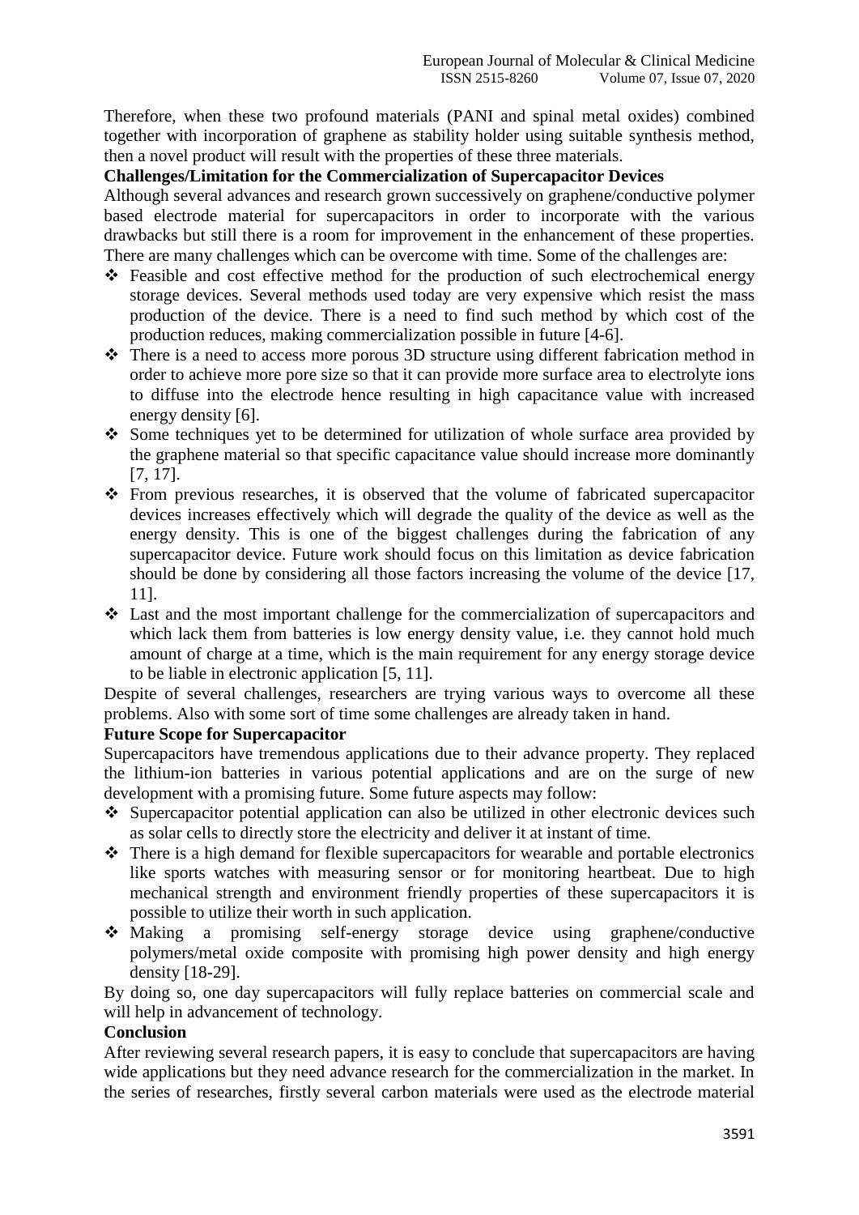Therefore, when these two profound materials (PANI and spinal metal oxides) combined together with incorporation of graphene as stability holder using suitable synthesis method, then a novel product will result with the properties of these three materials.

**Challenges/Limitation for the Commercialization of Supercapacitor Devices**

Although several advances and research grown successively on graphene/conductive polymer based electrode material for supercapacitors in order to incorporate with the various drawbacks but still there is a room for improvement in the enhancement of these properties. There are many challenges which can be overcome with time. Some of the challenges are:

- Feasible and cost effective method for the production of such electrochemical energy storage devices. Several methods used today are very expensive which resist the mass production of the device. There is a need to find such method by which cost of the production reduces, making commercialization possible in future [4-6].
- There is a need to access more porous 3D structure using different fabrication method in order to achieve more pore size so that it can provide more surface area to electrolyte ions to diffuse into the electrode hence resulting in high capacitance value with increased energy density [6].
- Some techniques yet to be determined for utilization of whole surface area provided by the graphene material so that specific capacitance value should increase more dominantly [7, 17].
- From previous researches, it is observed that the volume of fabricated supercapacitor devices increases effectively which will degrade the quality of the device as well as the energy density. This is one of the biggest challenges during the fabrication of any supercapacitor device. Future work should focus on this limitation as device fabrication should be done by considering all those factors increasing the volume of the device [17, 11].
- Last and the most important challenge for the commercialization of supercapacitors and which lack them from batteries is low energy density value, i.e. they cannot hold much amount of charge at a time, which is the main requirement for any energy storage device to be liable in electronic application [5, 11].

Despite of several challenges, researchers are trying various ways to overcome all these problems. Also with some sort of time some challenges are already taken in hand.

**Future Scope for Supercapacitor**

Supercapacitors have tremendous applications due to their advance property. They replaced the lithium-ion batteries in various potential applications and are on the surge of new development with a promising future. Some future aspects may follow:

- Supercapacitor potential application can also be utilized in other electronic devices such as solar cells to directly store the electricity and deliver it at instant of time.
- There is a high demand for flexible supercapacitors for wearable and portable electronics like sports watches with measuring sensor or for monitoring heartbeat. Due to high mechanical strength and environment friendly properties of these supercapacitors it is possible to utilize their worth in such application.
- Making a promising self-energy storage device using graphene/conductive polymers/metal oxide composite with promising high power density and high energy density [18-29].

By doing so, one day supercapacitors will fully replace batteries on commercial scale and will help in advancement of technology.

**Conclusion**

After reviewing several research papers, it is easy to conclude that supercapacitors are having wide applications but they need advance research for the commercialization in the market. In the series of researches, firstly several carbon materials were used as the electrode material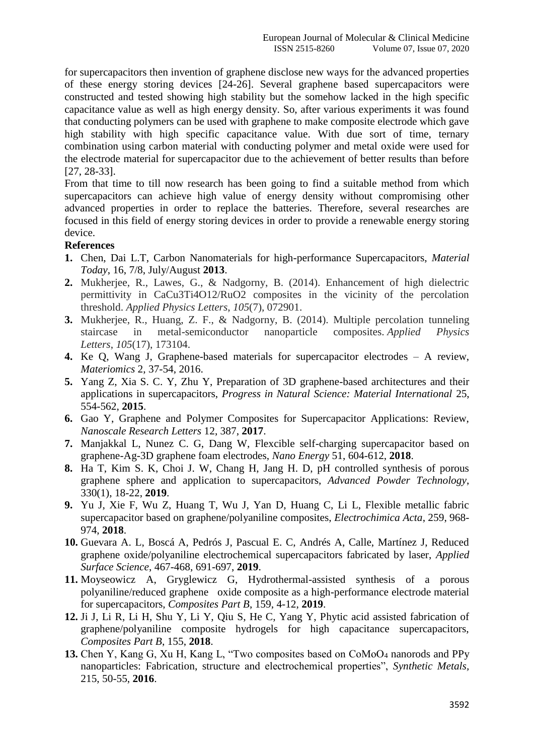for supercapacitors then invention of graphene disclose new ways for the advanced properties of these energy storing devices [24-26]. Several graphene based supercapacitors were constructed and tested showing high stability but the somehow lacked in the high specific capacitance value as well as high energy density. So, after various experiments it was found that conducting polymers can be used with graphene to make composite electrode which gave high stability with high specific capacitance value. With due sort of time, ternary combination using carbon material with conducting polymer and metal oxide were used for the electrode material for supercapacitor due to the achievement of better results than before [27, 28-33].

From that time to till now research has been going to find a suitable method from which supercapacitors can achieve high value of energy density without compromising other advanced properties in order to replace the batteries. Therefore, several researches are focused in this field of energy storing devices in order to provide a renewable energy storing device.

**References**

1. Chen, Dai L.T, Carbon Nanomaterials for high-performance Supercapacitors, *Material Today*, 16, 7/8, July/August **2013**.
2. Mukherjee, R., Lawes, G., & Nadgorny, B. (2014). Enhancement of high dielectric permittivity in CaCu3Ti4O12/RuO2 composites in the vicinity of the percolation threshold. *Applied Physics Letters*, *105*(7), 072901.
3. Mukherjee, R., Huang, Z. F., & Nadgorny, B. (2014). Multiple percolation tunneling staircase in metal-semiconductor nanoparticle composites. *Applied Physics Letters*, *105*(17), 173104.
4. Ke Q, Wang J, Graphene-based materials for supercapacitor electrodes – A review, *Materiomics* 2, 37-54, 2016.
5. Yang Z, Xia S. C. Y, Zhu Y, Preparation of 3D graphene-based architectures and their applications in supercapacitors, *Progress in Natural Science: Material International* 25, 554-562, **2015**.
6. Gao Y, Graphene and Polymer Composites for Supercapacitor Applications: Review, *Nanoscale Research Letters* 12, 387, **2017**.
7. Manjakkal L, Nunez C. G, Dang W, Flexcible self-charging supercapacitor based on graphene-Ag-3D graphene foam electrodes, *Nano Energy* 51, 604-612, **2018**.
8. Ha T, Kim S. K, Choi J. W, Chang H, Jang H. D, pH controlled synthesis of porous graphene sphere and application to supercapacitors, *Advanced Powder Technology*, 330(1), 18-22, **2019**.
9. Yu J, Xie F, Wu Z, Huang T, Wu J, Yan D, Huang C, Li L, Flexible metallic fabric supercapacitor based on graphene/polyaniline composites, *Electrochimica Acta*, 259, 968-974, **2018**.
10. Guevara A. L, Boscá A, Pedrós J, Pascual E. C, Andrés A, Calle, Martínez J, Reduced graphene oxide/polyaniline electrochemical supercapacitors fabricated by laser, *Applied Surface Science*, 467-468, 691-697, **2019**.
11. Moyseowicz A, Gryglewicz G, Hydrothermal-assisted synthesis of a porous polyaniline/reduced graphene oxide composite as a high-performance electrode material for supercapacitors, *Composites Part B*, 159, 4-12, **2019**.
12. Ji J, Li R, Li H, Shu Y, Li Y, Qiu S, He C, Yang Y, Phytic acid assisted fabrication of graphene/polyaniline composite hydrogels for high capacitance supercapacitors, *Composites Part B*, 155, **2018**.
13. Chen Y, Kang G, Xu H, Kang L, "Two composites based on $CoMoO_4$ nanorods and PPy nanoparticles: Fabrication, structure and electrochemical properties", *Synthetic Metals*, 215, 50-55, **2016**.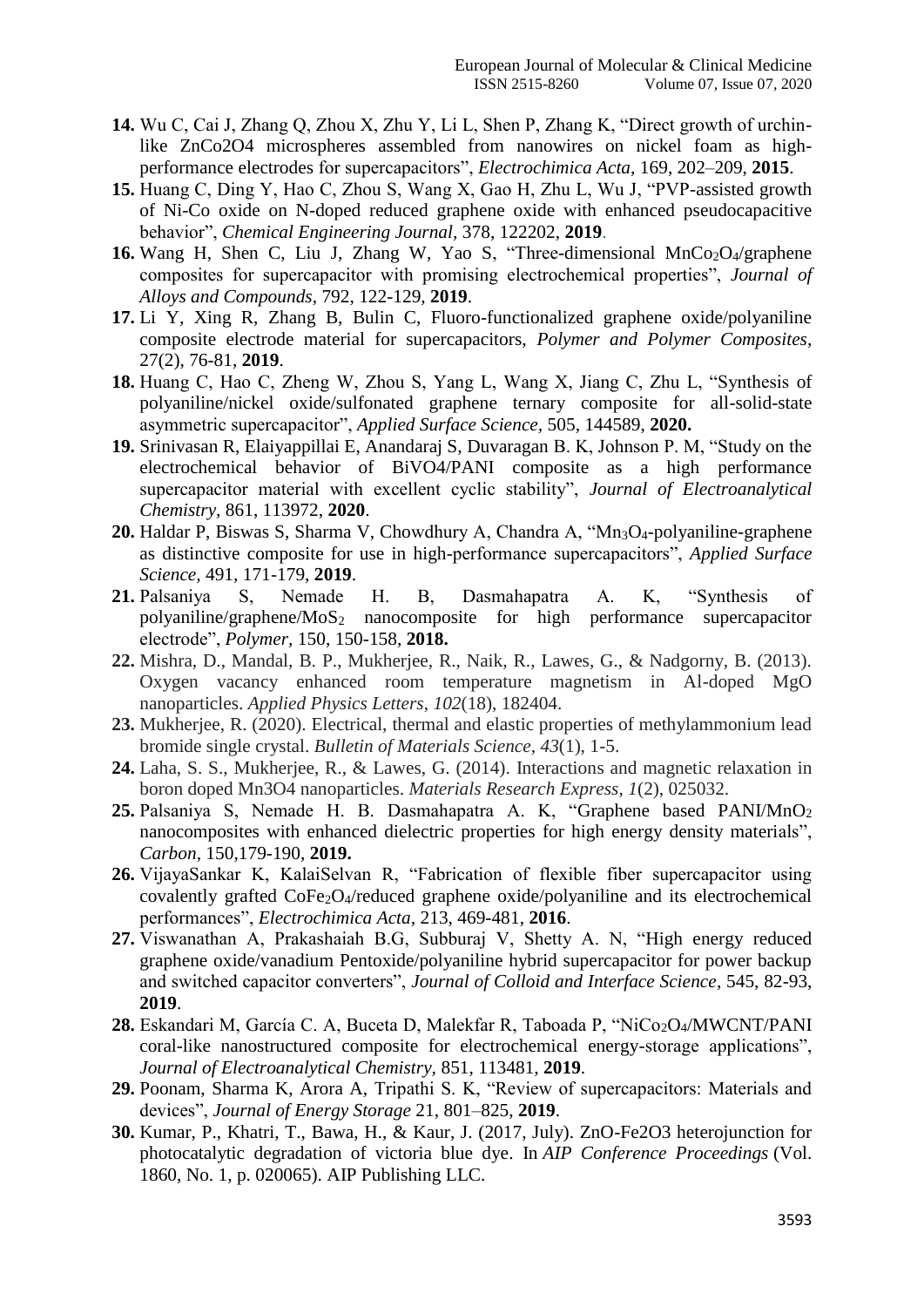14. Wu C, Cai J, Zhang Q, Zhou X, Zhu Y, Li L, Shen P, Zhang K, "Direct growth of urchin-like ZnCo2O4 microspheres assembled from nanowires on nickel foam as high-performance electrodes for supercapacitors", *Electrochimica Acta,* 169, 202–209, **2015**.
15. Huang C, Ding Y, Hao C, Zhou S, Wang X, Gao H, Zhu L, Wu J, "PVP-assisted growth of Ni-Co oxide on N-doped reduced graphene oxide with enhanced pseudocapacitive behavior", *Chemical Engineering Journal,* 378, 122202, **2019**.
16. Wang H, Shen C, Liu J, Zhang W, Yao S, "Three-dimensional $MnCo_2O_4$/graphene composites for supercapacitor with promising electrochemical properties", *Journal of Alloys and Compounds,* 792, 122-129, **2019**.
17. Li Y, Xing R, Zhang B, Bulin C, Fluoro-functionalized graphene oxide/polyaniline composite electrode material for supercapacitors, *Polymer and Polymer Composites*, 27(2), 76-81, **2019**.
18. Huang C, Hao C, Zheng W, Zhou S, Yang L, Wang X, Jiang C, Zhu L, "Synthesis of polyaniline/nickel oxide/sulfonated graphene ternary composite for all-solid-state asymmetric supercapacitor", *Applied Surface Science,* 505, 144589, **2020.**
19. Srinivasan R, Elaiyappillai E, Anandaraj S, Duvaragan B. K, Johnson P. M, "Study on the electrochemical behavior of BiVO4/PANI composite as a high performance supercapacitor material with excellent cyclic stability", *Journal of Electroanalytical Chemistry*, 861, 113972, **2020**.
20. Haldar P, Biswas S, Sharma V, Chowdhury A, Chandra A, "$Mn_3O_4$-polyaniline-graphene as distinctive composite for use in high-performance supercapacitors", *Applied Surface Science,* 491, 171-179, **2019**.
21. Palsaniya S, Nemade H. B, Dasmahapatra A. K, "Synthesis of polyaniline/graphene/$MoS_2$ nanocomposite for high performance supercapacitor electrode", *Polymer,* 150, 150-158, **2018.**
22. Mishra, D., Mandal, B. P., Mukherjee, R., Naik, R., Lawes, G., & Nadgorny, B. (2013). Oxygen vacancy enhanced room temperature magnetism in Al-doped MgO nanoparticles. *Applied Physics Letters*, *102*(18), 182404.
23. Mukherjee, R. (2020). Electrical, thermal and elastic properties of methylammonium lead bromide single crystal. *Bulletin of Materials Science*, *43*(1), 1-5.
24. Laha, S. S., Mukherjee, R., & Lawes, G. (2014). Interactions and magnetic relaxation in boron doped Mn3O4 nanoparticles. *Materials Research Express*, *1*(2), 025032.
25. Palsaniya S, Nemade H. B. Dasmahapatra A. K, "Graphene based PANI/$MnO_2$ nanocomposites with enhanced dielectric properties for high energy density materials", *Carbon,* 150,179-190, **2019.**
26. VijayaSankar K, KalaiSelvan R, "Fabrication of flexible fiber supercapacitor using covalently grafted $CoFe_2O_4$/reduced graphene oxide/polyaniline and its electrochemical performances", *Electrochimica Acta,* 213, 469-481, **2016**.
27. Viswanathan A, Prakashaiah B.G, Subburaj V, Shetty A. N, "High energy reduced graphene oxide/vanadium Pentoxide/polyaniline hybrid supercapacitor for power backup and switched capacitor converters", *Journal of Colloid and Interface Science*, 545, 82-93, **2019**.
28. Eskandari M, García C. A, Buceta D, Malekfar R, Taboada P, "$NiCo_2O_4$/MWCNT/PANI coral-like nanostructured composite for electrochemical energy-storage applications", *Journal of Electroanalytical Chemistry,* 851, 113481, **2019**.
29. Poonam, Sharma K, Arora A, Tripathi S. K, "Review of supercapacitors: Materials and devices", *Journal of Energy Storage* 21, 801–825, **2019**.
30. Kumar, P., Khatri, T., Bawa, H., & Kaur, J. (2017, July). ZnO-Fe2O3 heterojunction for photocatalytic degradation of victoria blue dye. In *AIP Conference Proceedings* (Vol. 1860, No. 1, p. 020065). AIP Publishing LLC.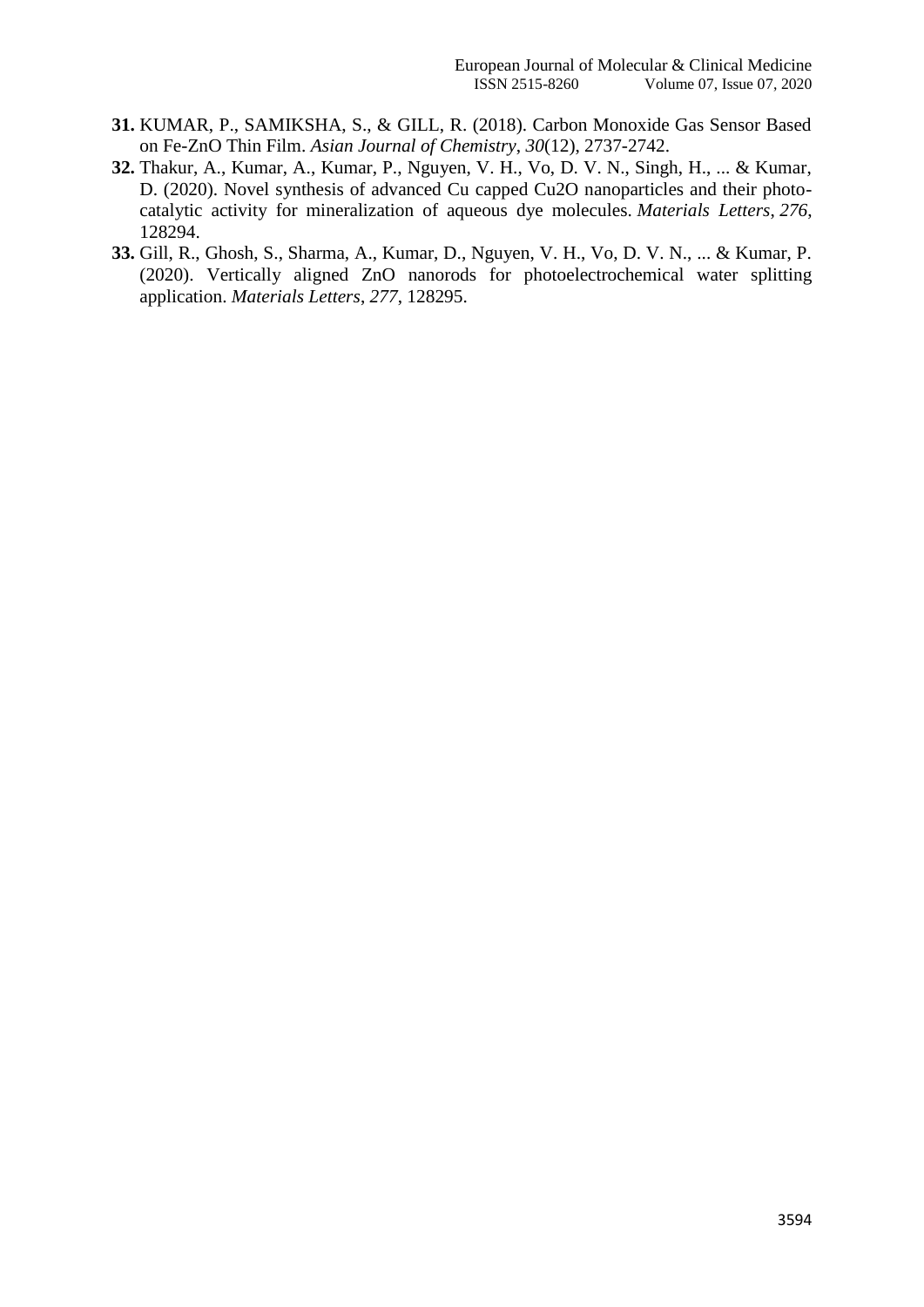31. KUMAR, P., SAMIKSHA, S., & GILL, R. (2018). Carbon Monoxide Gas Sensor Based on Fe-ZnO Thin Film. *Asian Journal of Chemistry*, *30*(12), 2737-2742.
32. Thakur, A., Kumar, A., Kumar, P., Nguyen, V. H., Vo, D. V. N., Singh, H., ... & Kumar, D. (2020). Novel synthesis of advanced Cu capped $Cu_2O$ nanoparticles and their photo-catalytic activity for mineralization of aqueous dye molecules. *Materials Letters*, *276*, 128294.
33. Gill, R., Ghosh, S., Sharma, A., Kumar, D., Nguyen, V. H., Vo, D. V. N., ... & Kumar, P. (2020). Vertically aligned ZnO nanorods for photoelectrochemical water splitting application. *Materials Letters*, *277*, 128295.